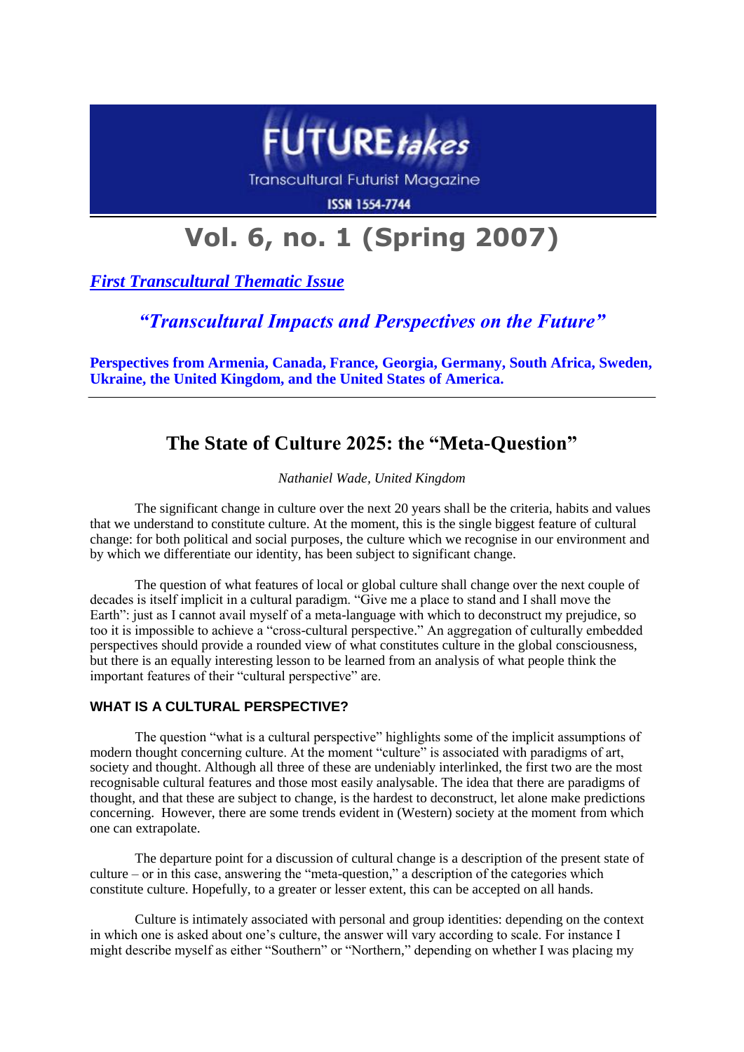FUTURE*takes*

Transcultural Futurist Magazine

ISSN 1554-7744

# Vol. 6, no. 1 (Spring 2007)

***First Transcultural Thematic Issue***

***"Transcultural Impacts and Perspectives on the Future"***

**Perspectives from Armenia, Canada, France, Georgia, Germany, South Africa, Sweden, Ukraine, the United Kingdom, and the United States of America.**

---

## The State of Culture 2025: the "Meta-Question"

*Nathaniel Wade, United Kingdom*

The significant change in culture over the next 20 years shall be the criteria, habits and values that we understand to constitute culture. At the moment, this is the single biggest feature of cultural change: for both political and social purposes, the culture which we recognise in our environment and by which we differentiate our identity, has been subject to significant change.

The question of what features of local or global culture shall change over the next couple of decades is itself implicit in a cultural paradigm. "Give me a place to stand and I shall move the Earth": just as I cannot avail myself of a meta-language with which to deconstruct my prejudice, so too it is impossible to achieve a "cross-cultural perspective." An aggregation of culturally embedded perspectives should provide a rounded view of what constitutes culture in the global consciousness, but there is an equally interesting lesson to be learned from an analysis of what people think the important features of their "cultural perspective" are.

### WHAT IS A CULTURAL PERSPECTIVE?

The question "what is a cultural perspective" highlights some of the implicit assumptions of modern thought concerning culture. At the moment "culture" is associated with paradigms of art, society and thought. Although all three of these are undeniably interlinked, the first two are the most recognisable cultural features and those most easily analysable. The idea that there are paradigms of thought, and that these are subject to change, is the hardest to deconstruct, let alone make predictions concerning. However, there are some trends evident in (Western) society at the moment from which one can extrapolate.

The departure point for a discussion of cultural change is a description of the present state of culture – or in this case, answering the "meta-question," a description of the categories which constitute culture. Hopefully, to a greater or lesser extent, this can be accepted on all hands.

Culture is intimately associated with personal and group identities: depending on the context in which one is asked about one's culture, the answer will vary according to scale. For instance I might describe myself as either "Southern" or "Northern," depending on whether I was placing my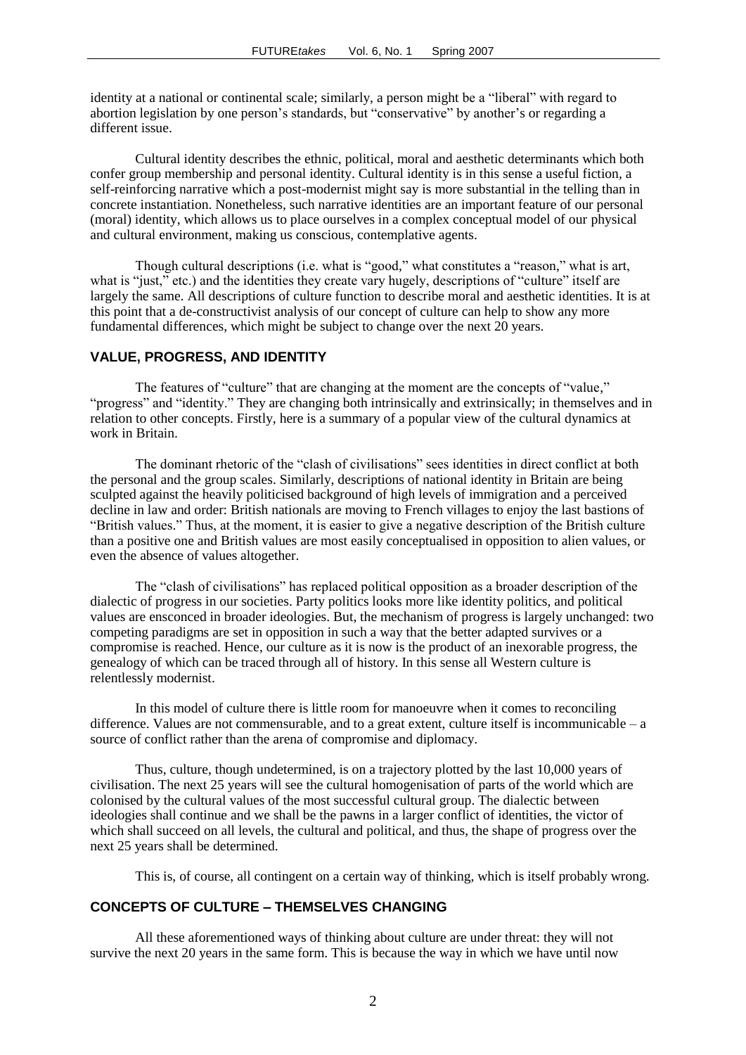identity at a national or continental scale; similarly, a person might be a "liberal" with regard to abortion legislation by one person's standards, but "conservative" by another's or regarding a different issue.

Cultural identity describes the ethnic, political, moral and aesthetic determinants which both confer group membership and personal identity. Cultural identity is in this sense a useful fiction, a self-reinforcing narrative which a post-modernist might say is more substantial in the telling than in concrete instantiation. Nonetheless, such narrative identities are an important feature of our personal (moral) identity, which allows us to place ourselves in a complex conceptual model of our physical and cultural environment, making us conscious, contemplative agents.

Though cultural descriptions (i.e. what is "good," what constitutes a "reason," what is art, what is "just," etc.) and the identities they create vary hugely, descriptions of "culture" itself are largely the same. All descriptions of culture function to describe moral and aesthetic identities. It is at this point that a de-constructivist analysis of our concept of culture can help to show any more fundamental differences, which might be subject to change over the next 20 years.

## VALUE, PROGRESS, AND IDENTITY

The features of "culture" that are changing at the moment are the concepts of "value," "progress" and "identity." They are changing both intrinsically and extrinsically; in themselves and in relation to other concepts. Firstly, here is a summary of a popular view of the cultural dynamics at work in Britain.

The dominant rhetoric of the "clash of civilisations" sees identities in direct conflict at both the personal and the group scales. Similarly, descriptions of national identity in Britain are being sculpted against the heavily politicised background of high levels of immigration and a perceived decline in law and order: British nationals are moving to French villages to enjoy the last bastions of "British values." Thus, at the moment, it is easier to give a negative description of the British culture than a positive one and British values are most easily conceptualised in opposition to alien values, or even the absence of values altogether.

The "clash of civilisations" has replaced political opposition as a broader description of the dialectic of progress in our societies. Party politics looks more like identity politics, and political values are ensconced in broader ideologies. But, the mechanism of progress is largely unchanged: two competing paradigms are set in opposition in such a way that the better adapted survives or a compromise is reached. Hence, our culture as it is now is the product of an inexorable progress, the genealogy of which can be traced through all of history. In this sense all Western culture is relentlessly modernist.

In this model of culture there is little room for manoeuvre when it comes to reconciling difference. Values are not commensurable, and to a great extent, culture itself is incommunicable – a source of conflict rather than the arena of compromise and diplomacy.

Thus, culture, though undetermined, is on a trajectory plotted by the last 10,000 years of civilisation. The next 25 years will see the cultural homogenisation of parts of the world which are colonised by the cultural values of the most successful cultural group. The dialectic between ideologies shall continue and we shall be the pawns in a larger conflict of identities, the victor of which shall succeed on all levels, the cultural and political, and thus, the shape of progress over the next 25 years shall be determined.

This is, of course, all contingent on a certain way of thinking, which is itself probably wrong.

## CONCEPTS OF CULTURE – THEMSELVES CHANGING

All these aforementioned ways of thinking about culture are under threat: they will not survive the next 20 years in the same form. This is because the way in which we have until now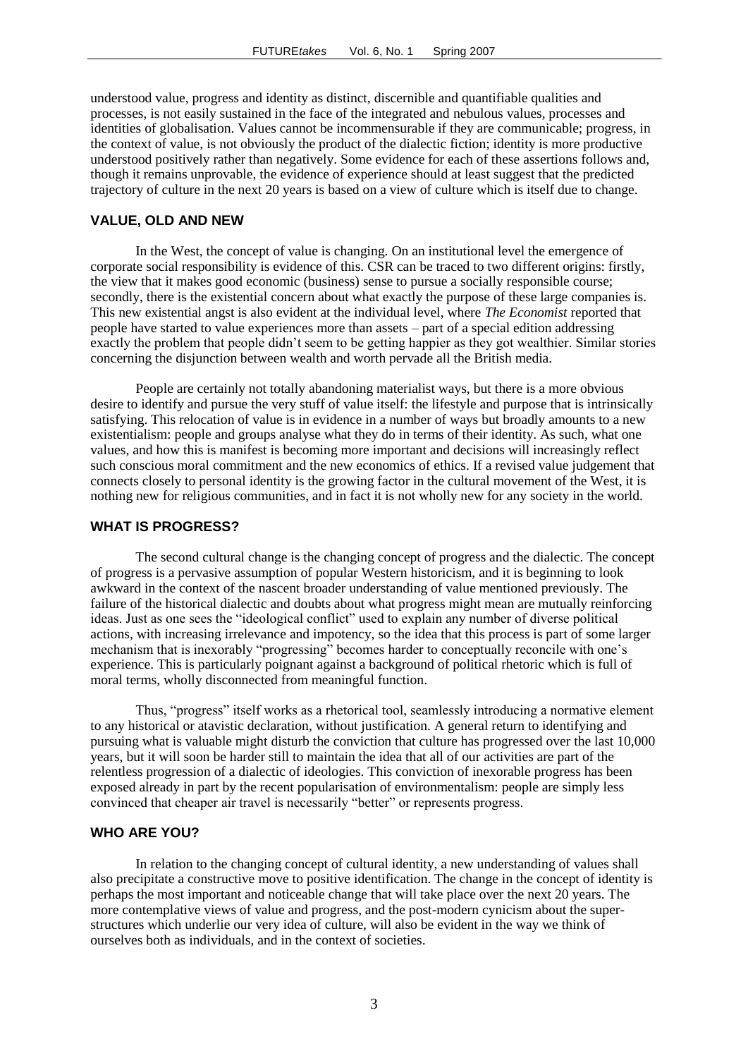understood value, progress and identity as distinct, discernible and quantifiable qualities and processes, is not easily sustained in the face of the integrated and nebulous values, processes and identities of globalisation. Values cannot be incommensurable if they are communicable; progress, in the context of value, is not obviously the product of the dialectic fiction; identity is more productive understood positively rather than negatively. Some evidence for each of these assertions follows and, though it remains unprovable, the evidence of experience should at least suggest that the predicted trajectory of culture in the next 20 years is based on a view of culture which is itself due to change.

## VALUE, OLD AND NEW

In the West, the concept of value is changing. On an institutional level the emergence of corporate social responsibility is evidence of this. CSR can be traced to two different origins: firstly, the view that it makes good economic (business) sense to pursue a socially responsible course; secondly, there is the existential concern about what exactly the purpose of these large companies is. This new existential angst is also evident at the individual level, where *The Economist* reported that people have started to value experiences more than assets – part of a special edition addressing exactly the problem that people didn't seem to be getting happier as they got wealthier. Similar stories concerning the disjunction between wealth and worth pervade all the British media.

People are certainly not totally abandoning materialist ways, but there is a more obvious desire to identify and pursue the very stuff of value itself: the lifestyle and purpose that is intrinsically satisfying. This relocation of value is in evidence in a number of ways but broadly amounts to a new existentialism: people and groups analyse what they do in terms of their identity. As such, what one values, and how this is manifest is becoming more important and decisions will increasingly reflect such conscious moral commitment and the new economics of ethics. If a revised value judgement that connects closely to personal identity is the growing factor in the cultural movement of the West, it is nothing new for religious communities, and in fact it is not wholly new for any society in the world.

## WHAT IS PROGRESS?

The second cultural change is the changing concept of progress and the dialectic. The concept of progress is a pervasive assumption of popular Western historicism, and it is beginning to look awkward in the context of the nascent broader understanding of value mentioned previously. The failure of the historical dialectic and doubts about what progress might mean are mutually reinforcing ideas. Just as one sees the "ideological conflict" used to explain any number of diverse political actions, with increasing irrelevance and impotency, so the idea that this process is part of some larger mechanism that is inexorably "progressing" becomes harder to conceptually reconcile with one's experience. This is particularly poignant against a background of political rhetoric which is full of moral terms, wholly disconnected from meaningful function.

Thus, "progress" itself works as a rhetorical tool, seamlessly introducing a normative element to any historical or atavistic declaration, without justification. A general return to identifying and pursuing what is valuable might disturb the conviction that culture has progressed over the last 10,000 years, but it will soon be harder still to maintain the idea that all of our activities are part of the relentless progression of a dialectic of ideologies. This conviction of inexorable progress has been exposed already in part by the recent popularisation of environmentalism: people are simply less convinced that cheaper air travel is necessarily "better" or represents progress.

## WHO ARE YOU?

In relation to the changing concept of cultural identity, a new understanding of values shall also precipitate a constructive move to positive identification. The change in the concept of identity is perhaps the most important and noticeable change that will take place over the next 20 years. The more contemplative views of value and progress, and the post-modern cynicism about the super-structures which underlie our very idea of culture, will also be evident in the way we think of ourselves both as individuals, and in the context of societies.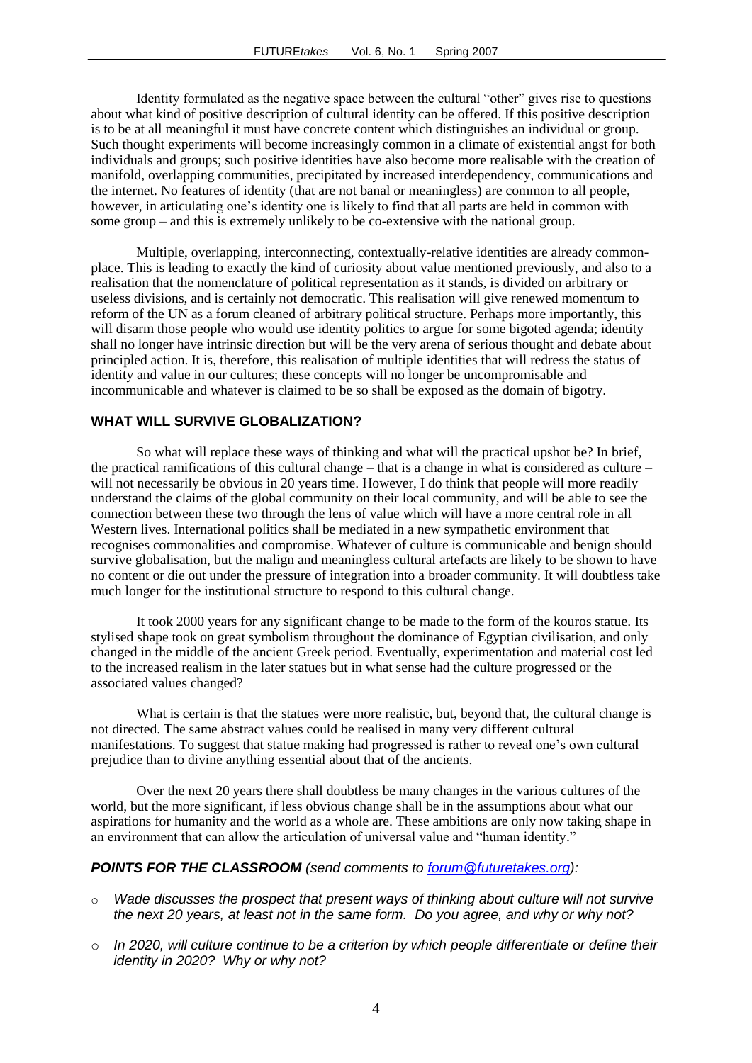Identity formulated as the negative space between the cultural "other" gives rise to questions about what kind of positive description of cultural identity can be offered. If this positive description is to be at all meaningful it must have concrete content which distinguishes an individual or group. Such thought experiments will become increasingly common in a climate of existential angst for both individuals and groups; such positive identities have also become more realisable with the creation of manifold, overlapping communities, precipitated by increased interdependency, communications and the internet. No features of identity (that are not banal or meaningless) are common to all people, however, in articulating one's identity one is likely to find that all parts are held in common with some group – and this is extremely unlikely to be co-extensive with the national group.

Multiple, overlapping, interconnecting, contextually-relative identities are already common-place. This is leading to exactly the kind of curiosity about value mentioned previously, and also to a realisation that the nomenclature of political representation as it stands, is divided on arbitrary or useless divisions, and is certainly not democratic. This realisation will give renewed momentum to reform of the UN as a forum cleaned of arbitrary political structure. Perhaps more importantly, this will disarm those people who would use identity politics to argue for some bigoted agenda; identity shall no longer have intrinsic direction but will be the very arena of serious thought and debate about principled action. It is, therefore, this realisation of multiple identities that will redress the status of identity and value in our cultures; these concepts will no longer be uncompromisable and incommunicable and whatever is claimed to be so shall be exposed as the domain of bigotry.

### WHAT WILL SURVIVE GLOBALIZATION?

So what will replace these ways of thinking and what will the practical upshot be? In brief, the practical ramifications of this cultural change – that is a change in what is considered as culture – will not necessarily be obvious in 20 years time. However, I do think that people will more readily understand the claims of the global community on their local community, and will be able to see the connection between these two through the lens of value which will have a more central role in all Western lives. International politics shall be mediated in a new sympathetic environment that recognises commonalities and compromise. Whatever of culture is communicable and benign should survive globalisation, but the malign and meaningless cultural artefacts are likely to be shown to have no content or die out under the pressure of integration into a broader community. It will doubtless take much longer for the institutional structure to respond to this cultural change.

It took 2000 years for any significant change to be made to the form of the kouros statue. Its stylised shape took on great symbolism throughout the dominance of Egyptian civilisation, and only changed in the middle of the ancient Greek period. Eventually, experimentation and material cost led to the increased realism in the later statues but in what sense had the culture progressed or the associated values changed?

What is certain is that the statues were more realistic, but, beyond that, the cultural change is not directed. The same abstract values could be realised in many very different cultural manifestations. To suggest that statue making had progressed is rather to reveal one's own cultural prejudice than to divine anything essential about that of the ancients.

Over the next 20 years there shall doubtless be many changes in the various cultures of the world, but the more significant, if less obvious change shall be in the assumptions about what our aspirations for humanity and the world as a whole are. These ambitions are only now taking shape in an environment that can allow the articulation of universal value and "human identity."

***POINTS FOR THE CLASSROOM*** *(send comments to forum@futuretakes.org):*

- *Wade discusses the prospect that present ways of thinking about culture will not survive the next 20 years, at least not in the same form. Do you agree, and why or why not?*
- *In 2020, will culture continue to be a criterion by which people differentiate or define their identity in 2020? Why or why not?*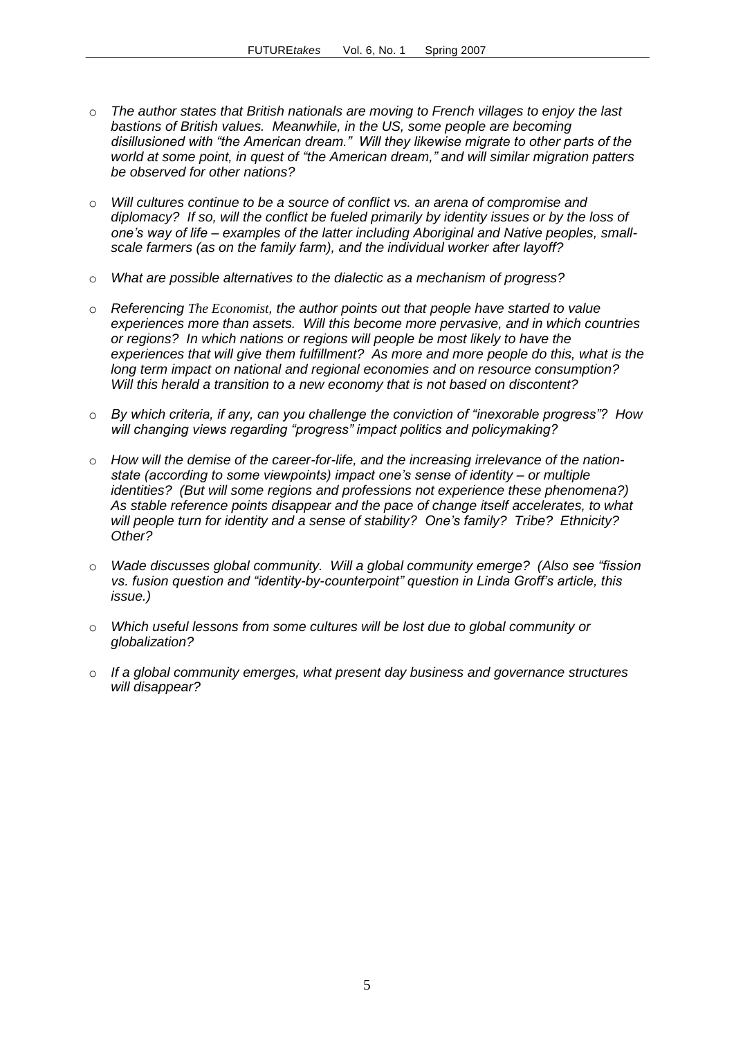- *The author states that British nationals are moving to French villages to enjoy the last bastions of British values. Meanwhile, in the US, some people are becoming disillusioned with "the American dream." Will they likewise migrate to other parts of the world at some point, in quest of "the American dream," and will similar migration patters be observed for other nations?*

- *Will cultures continue to be a source of conflict vs. an arena of compromise and diplomacy? If so, will the conflict be fueled primarily by identity issues or by the loss of one's way of life – examples of the latter including Aboriginal and Native peoples, small-scale farmers (as on the family farm), and the individual worker after layoff?*

- *What are possible alternatives to the dialectic as a mechanism of progress?*

- *Referencing The Economist, the author points out that people have started to value experiences more than assets. Will this become more pervasive, and in which countries or regions? In which nations or regions will people be most likely to have the experiences that will give them fulfillment? As more and more people do this, what is the long term impact on national and regional economies and on resource consumption? Will this herald a transition to a new economy that is not based on discontent?*

- *By which criteria, if any, can you challenge the conviction of "inexorable progress"? How will changing views regarding "progress" impact politics and policymaking?*

- *How will the demise of the career-for-life, and the increasing irrelevance of the nation-state (according to some viewpoints) impact one's sense of identity – or multiple identities? (But will some regions and professions not experience these phenomena?) As stable reference points disappear and the pace of change itself accelerates, to what will people turn for identity and a sense of stability? One's family? Tribe? Ethnicity? Other?*

- *Wade discusses global community. Will a global community emerge? (Also see "fission vs. fusion question and "identity-by-counterpoint" question in Linda Groff's article, this issue.)*

- *Which useful lessons from some cultures will be lost due to global community or globalization?*

- *If a global community emerges, what present day business and governance structures will disappear?*